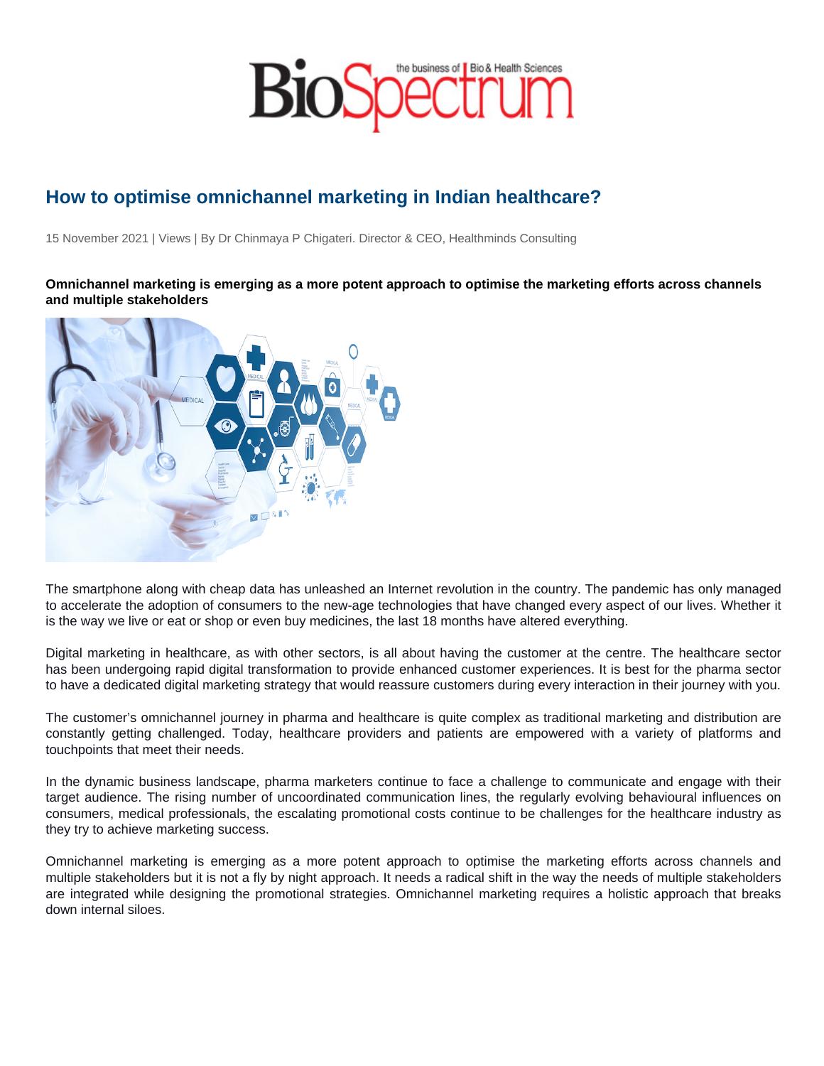# How to optimise omnichannel marketing in Indian healthcare?

15 November 2021 | Views | By Dr Chinmaya P Chigateri. Director & CEO, Healthminds Consulting

**Omnichannel marketing is emerging as a more potent approach to optimise the marketing efforts across channels and multiple stakeholders**

The smartphone along with cheap data has unleashed an Internet revolution in the country. The pandemic has only managed to accelerate the adoption of consumers to the new-age technologies that have changed every aspect of our lives. Whether it is the way we live or eat or shop or even buy medicines, the last 18 months have altered everything.

Digital marketing in healthcare, as with other sectors, is all about having the customer at the centre. The healthcare sector has been undergoing rapid digital transformation to provide enhanced customer experiences. It is best for the pharma sector to have a dedicated digital marketing strategy that would reassure customers during every interaction in their journey with you.

The customer's omnichannel journey in pharma and healthcare is quite complex as traditional marketing and distribution are constantly getting challenged. Today, healthcare providers and patients are empowered with a variety of platforms and touchpoints that meet their needs.

In the dynamic business landscape, pharma marketers continue to face a challenge to communicate and engage with their target audience. The rising number of uncoordinated communication lines, the regularly evolving behavioural influences on consumers, medical professionals, the escalating promotional costs continue to be challenges for the healthcare industry as they try to achieve marketing success.

Omnichannel marketing is emerging as a more potent approach to optimise the marketing efforts across channels and multiple stakeholders but it is not a fly by night approach. It needs a radical shift in the way the needs of multiple stakeholders are integrated while designing the promotional strategies. Omnichannel marketing requires a holistic approach that breaks down internal siloes.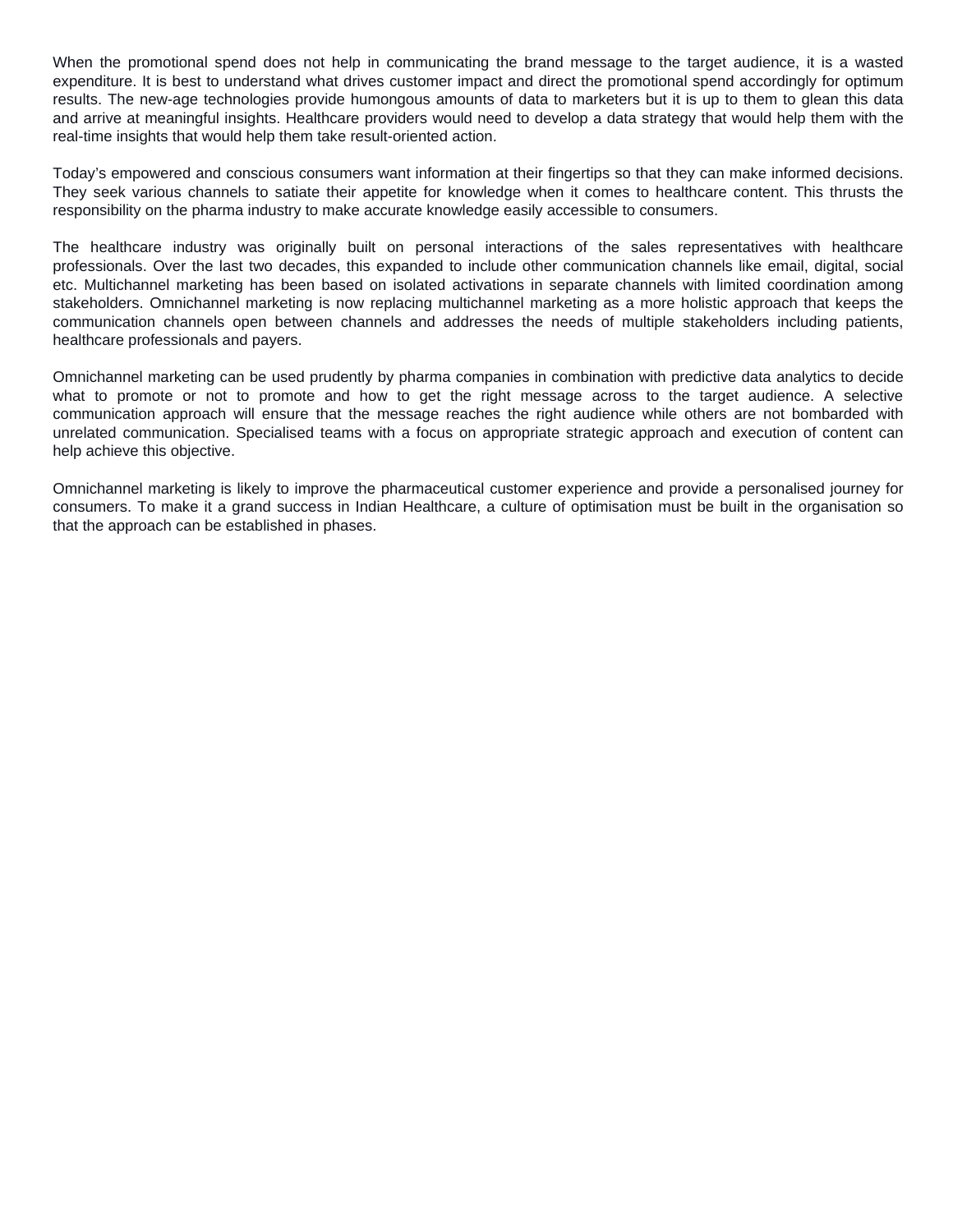When the promotional spend does not help in communicating the brand message to the target audience, it is a wasted expenditure. It is best to understand what drives customer impact and direct the promotional spend accordingly for optimum results. The new-age technologies provide humongous amounts of data to marketers but it is up to them to glean this data and arrive at meaningful insights. Healthcare providers would need to develop a data strategy that would help them with the real-time insights that would help them take result-oriented action.

Today's empowered and conscious consumers want information at their fingertips so that they can make informed decisions. They seek various channels to satiate their appetite for knowledge when it comes to healthcare content. This thrusts the responsibility on the pharma industry to make accurate knowledge easily accessible to consumers.

The healthcare industry was originally built on personal interactions of the sales representatives with healthcare professionals. Over the last two decades, this expanded to include other communication channels like email, digital, social etc. Multichannel marketing has been based on isolated activations in separate channels with limited coordination among stakeholders. Omnichannel marketing is now replacing multichannel marketing as a more holistic approach that keeps the communication channels open between channels and addresses the needs of multiple stakeholders including patients, healthcare professionals and payers.

Omnichannel marketing can be used prudently by pharma companies in combination with predictive data analytics to decide what to promote or not to promote and how to get the right message across to the target audience. A selective communication approach will ensure that the message reaches the right audience while others are not bombarded with unrelated communication. Specialised teams with a focus on appropriate strategic approach and execution of content can help achieve this objective.

Omnichannel marketing is likely to improve the pharmaceutical customer experience and provide a personalised journey for consumers. To make it a grand success in Indian Healthcare, a culture of optimisation must be built in the organisation so that the approach can be established in phases.